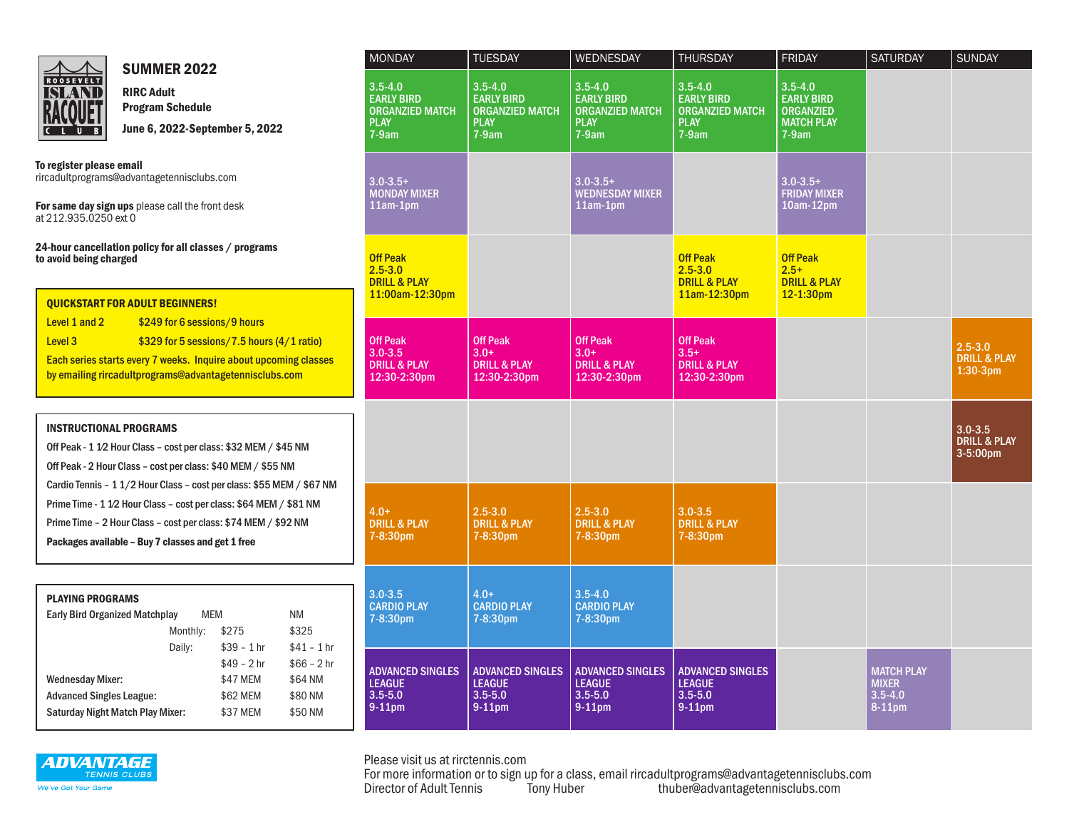# SUMMER 2022

**RIRC Adult Program Schedule**

**June 6, 2022-September 5, 2022**

**To register please email**
rircadultprograms@advantagetennisclubs.com

**For same day sign ups** please call the front desk at 212.935.0250 ext 0

**24-hour cancellation policy for all classes / programs to avoid being charged**

**QUICKSTART FOR ADULT BEGINNERS!**

| | |
|---|---|
| Level 1 and 2 | $249 for 6 sessions/9 hours |
| Level 3 | $329 for 5 sessions/7.5 hours (4/1 ratio) |

Each series starts every 7 weeks. Inquire about upcoming classes by emailing rircadultprograms@advantagetennisclubs.com

**INSTRUCTIONAL PROGRAMS**

- Off Peak - 1 1/2 Hour Class – cost per class: $32 MEM / $45 NM
- Off Peak - 2 Hour Class – cost per class: $40 MEM / $55 NM
- Cardio Tennis – 1 1/2 Hour Class – cost per class: $55 MEM / $67 NM
- Prime Time - 1 1/2 Hour Class – cost per class: $64 MEM / $81 NM
- Prime Time – 2 Hour Class – cost per class: $74 MEM / $92 NM
- **Packages available – Buy 7 classes and get 1 free**

**PLAYING PROGRAMS**

| | | MEM | NM |
|---|---|---|---|
| Early Bird Organized Matchplay | Monthly: | $275 | $325 |
| | Daily: | $39 – 1 hr | $41 – 1 hr |
| | | $49 – 2 hr | $66 – 2 hr |
| Wednesday Mixer: | | $47 MEM | $64 NM |
| Advanced Singles League: | | $62 MEM | $80 NM |
| Saturday Night Match Play Mixer: | | $37 MEM | $50 NM |

| MONDAY | TUESDAY | WEDNESDAY | THURSDAY | FRIDAY | SATURDAY | SUNDAY |
|---|---|---|---|---|---|---|
| 3.5-4.0 EARLY BIRD ORGANZIED MATCH PLAY 7-9am | 3.5-4.0 EARLY BIRD ORGANZIED MATCH PLAY 7-9am | 3.5-4.0 EARLY BIRD ORGANZIED MATCH PLAY 7-9am | 3.5-4.0 EARLY BIRD ORGANZIED MATCH PLAY 7-9am | 3.5-4.0 EARLY BIRD ORGANZIED MATCH PLAY 7-9am | | |
| 3.0-3.5+ MONDAY MIXER 11am-1pm | | 3.0-3.5+ WEDNESDAY MIXER 11am-1pm | | 3.0-3.5+ FRIDAY MIXER 10am-12pm | | |
| Off Peak 2.5-3.0 DRILL & PLAY 11:00am-12:30pm | | | Off Peak 2.5-3.0 DRILL & PLAY 11am-12:30pm | Off Peak 2.5+ DRILL & PLAY 12-1:30pm | | |
| Off Peak 3.0-3.5 DRILL & PLAY 12:30-2:30pm | Off Peak 3.0+ DRILL & PLAY 12:30-2:30pm | Off Peak 3.0+ DRILL & PLAY 12:30-2:30pm | Off Peak 3.5+ DRILL & PLAY 12:30-2:30pm | | | 2.5-3.0 DRILL & PLAY 1:30-3pm |
| | | | | | | 3.0-3.5 DRILL & PLAY 3-5:00pm |
| 4.0+ DRILL & PLAY 7-8:30pm | 2.5-3.0 DRILL & PLAY 7-8:30pm | 2.5-3.0 DRILL & PLAY 7-8:30pm | 3.0-3.5 DRILL & PLAY 7-8:30pm | | | |
| 3.0-3.5 CARDIO PLAY 7-8:30pm | 4.0+ CARDIO PLAY 7-8:30pm | 3.5-4.0 CARDIO PLAY 7-8:30pm | | | | |
| ADVANCED SINGLES LEAGUE 3.5-5.0 9-11pm | ADVANCED SINGLES LEAGUE 3.5-5.0 9-11pm | ADVANCED SINGLES LEAGUE 3.5-5.0 9-11pm | ADVANCED SINGLES LEAGUE 3.5-5.0 9-11pm | | MATCH PLAY MIXER 3.5-4.0 8-11pm | |

ADVANTAGE TENNIS CLUBS
*We've Got Your Game*

Please visit us at rirctennis.com
For more information or to sign up for a class, email rircadultprograms@advantagetennisclubs.com
Director of Adult Tennis Tony Huber thuber@advantagetennisclubs.com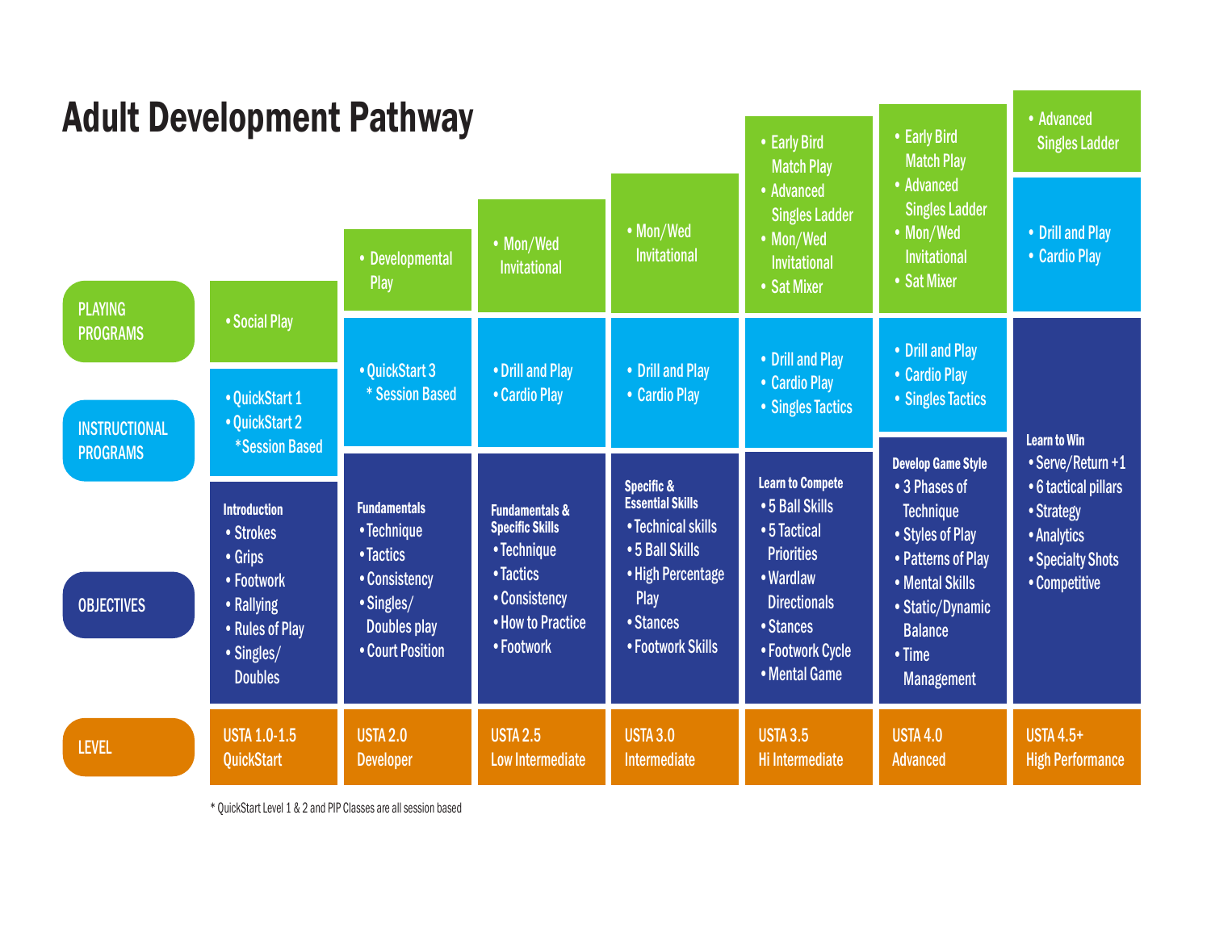# Adult Development Pathway

| | USTA 1.0-1.5 QuickStart | USTA 2.0 Developer | USTA 2.5 Low Intermediate | USTA 3.0 Intermediate | USTA 3.5 Hi Intermediate | USTA 4.0 Advanced | USTA 4.5+ High Performance |
|---|---|---|---|---|---|---|---|
| PLAYING PROGRAMS | • Social Play | • Developmental Play | • Mon/Wed Invitational | • Mon/Wed Invitational | • Early Bird Match Play<br>• Advanced Singles Ladder<br>• Mon/Wed Invitational<br>• Sat Mixer | • Early Bird Match Play<br>• Advanced Singles Ladder<br>• Mon/Wed Invitational<br>• Sat Mixer | • Advanced Singles Ladder |
| INSTRUCTIONAL PROGRAMS | • QuickStart 1<br>• QuickStart 2<br>*Session Based | • QuickStart 3<br>* Session Based | • Drill and Play<br>• Cardio Play | • Drill and Play<br>• Cardio Play | • Drill and Play<br>• Cardio Play<br>• Singles Tactics | • Drill and Play<br>• Cardio Play<br>• Singles Tactics | • Drill and Play<br>• Cardio Play |
| OBJECTIVES | **Introduction**<br>• Strokes<br>• Grips<br>• Footwork<br>• Rallying<br>• Rules of Play<br>• Singles/ Doubles | **Fundamentals**<br>• Technique<br>• Tactics<br>• Consistency<br>• Singles/ Doubles play<br>• Court Position | **Fundamentals & Specific Skills**<br>• Technique<br>• Tactics<br>• Consistency<br>• How to Practice<br>• Footwork | **Specific & Essential Skills**<br>• Technical skills<br>• 5 Ball Skills<br>• High Percentage Play<br>• Stances<br>• Footwork Skills | **Learn to Compete**<br>• 5 Ball Skills<br>• 5 Tactical Priorities<br>• Wardlaw Directionals<br>• Stances<br>• Footwork Cycle<br>• Mental Game | **Develop Game Style**<br>• 3 Phases of Technique<br>• Styles of Play<br>• Patterns of Play<br>• Mental Skills<br>• Static/Dynamic Balance<br>• Time Management | **Learn to Win**<br>• Serve/Return +1<br>• 6 tactical pillars<br>• Strategy<br>• Analytics<br>• Specialty Shots<br>• Competitive |
| LEVEL | USTA 1.0-1.5 QuickStart | USTA 2.0 Developer | USTA 2.5 Low Intermediate | USTA 3.0 Intermediate | USTA 3.5 Hi Intermediate | USTA 4.0 Advanced | USTA 4.5+ High Performance |

* QuickStart Level 1 & 2 and PIP Classes are all session based